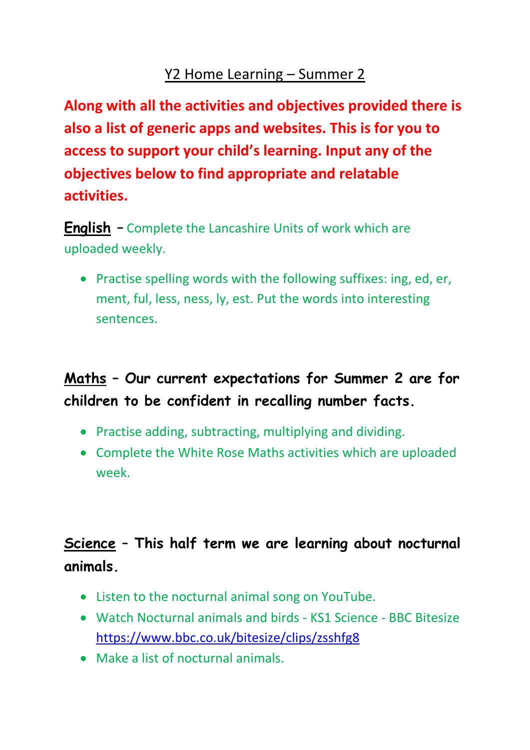# Y2 Home Learning – Summer 2

**Along with all the activities and objectives provided there is also a list of generic apps and websites. This is for you to access to support your child's learning. Input any of the objectives below to find appropriate and relatable activities.**

**English** – Complete the Lancashire Units of work which are uploaded weekly.

- Practise spelling words with the following suffixes: ing, ed, er, ment, ful, less, ness, ly, est. Put the words into interesting sentences.

**Maths – Our current expectations for Summer 2 are for children to be confident in recalling number facts.**

- Practise adding, subtracting, multiplying and dividing.
- Complete the White Rose Maths activities which are uploaded week.

**Science – This half term we are learning about nocturnal animals.**

- Listen to the nocturnal animal song on YouTube.
- Watch Nocturnal animals and birds - KS1 Science - BBC Bitesize https://www.bbc.co.uk/bitesize/clips/zsshfg8
- Make a list of nocturnal animals.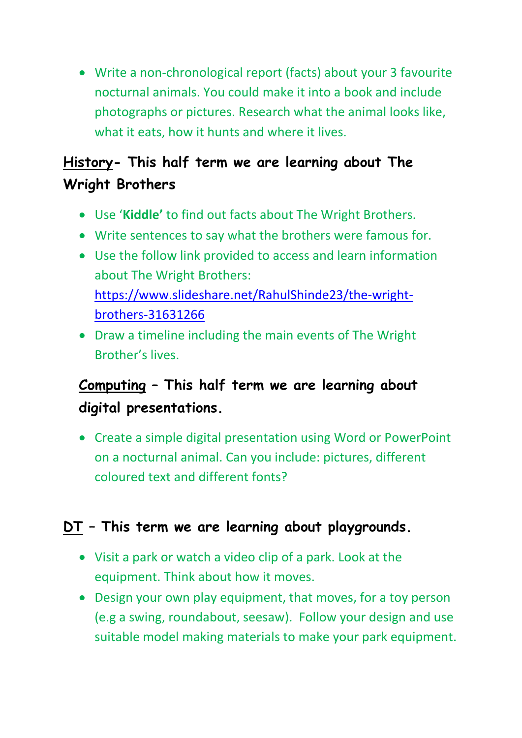- Write a non-chronological report (facts) about your 3 favourite nocturnal animals. You could make it into a book and include photographs or pictures. Research what the animal looks like, what it eats, how it hunts and where it lives.

## History- This half term we are learning about The Wright Brothers

- Use '**Kiddle**' to find out facts about The Wright Brothers.
- Write sentences to say what the brothers were famous for.
- Use the follow link provided to access and learn information about The Wright Brothers: https://www.slideshare.net/RahulShinde23/the-wright-brothers-31631266
- Draw a timeline including the main events of The Wright Brother's lives.

## Computing – This half term we are learning about digital presentations.

- Create a simple digital presentation using Word or PowerPoint on a nocturnal animal. Can you include: pictures, different coloured text and different fonts?

## DT – This term we are learning about playgrounds.

- Visit a park or watch a video clip of a park. Look at the equipment. Think about how it moves.
- Design your own play equipment, that moves, for a toy person (e.g a swing, roundabout, seesaw). Follow your design and use suitable model making materials to make your park equipment.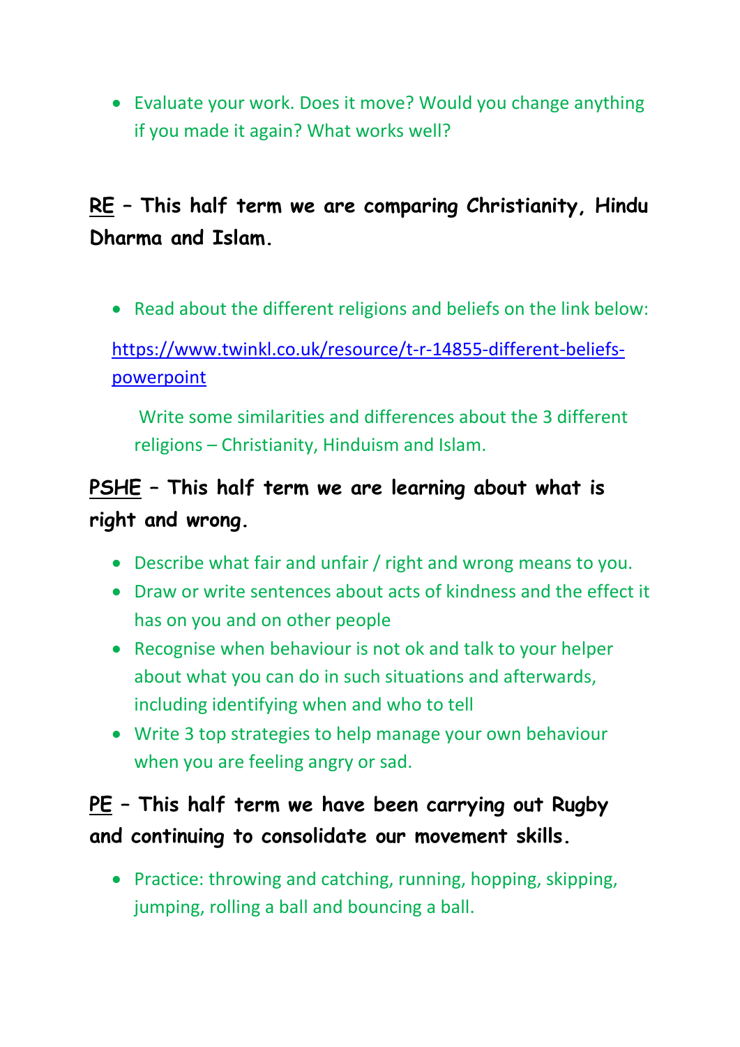- Evaluate your work. Does it move? Would you change anything if you made it again? What works well?

**<u>RE</u> – This half term we are comparing Christianity, Hindu Dharma and Islam.**

- Read about the different religions and beliefs on the link below:

  [https://www.twinkl.co.uk/resource/t-r-14855-different-beliefs-powerpoint](https://www.twinkl.co.uk/resource/t-r-14855-different-beliefs-powerpoint)

  Write some similarities and differences about the 3 different religions – Christianity, Hinduism and Islam.

**<u>PSHE</u> – This half term we are learning about what is right and wrong.**

- Describe what fair and unfair / right and wrong means to you.
- Draw or write sentences about acts of kindness and the effect it has on you and on other people
- Recognise when behaviour is not ok and talk to your helper about what you can do in such situations and afterwards, including identifying when and who to tell
- Write 3 top strategies to help manage your own behaviour when you are feeling angry or sad.

**<u>PE</u> – This half term we have been carrying out Rugby and continuing to consolidate our movement skills.**

- Practice: throwing and catching, running, hopping, skipping, jumping, rolling a ball and bouncing a ball.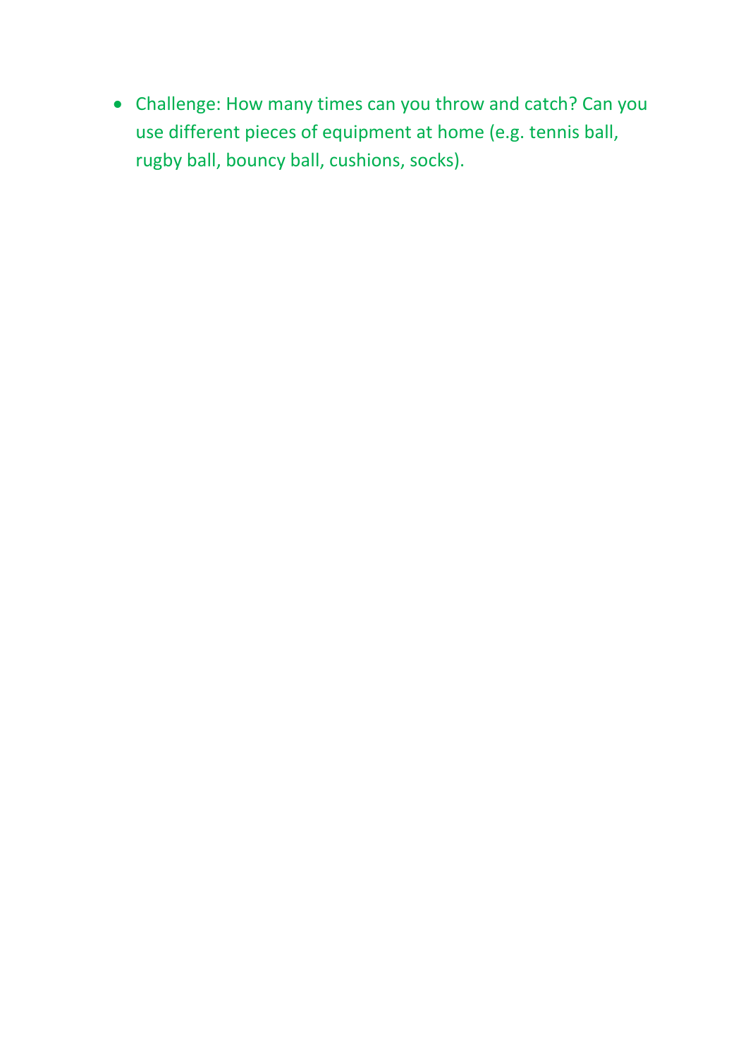- Challenge: How many times can you throw and catch? Can you use different pieces of equipment at home (e.g. tennis ball, rugby ball, bouncy ball, cushions, socks).